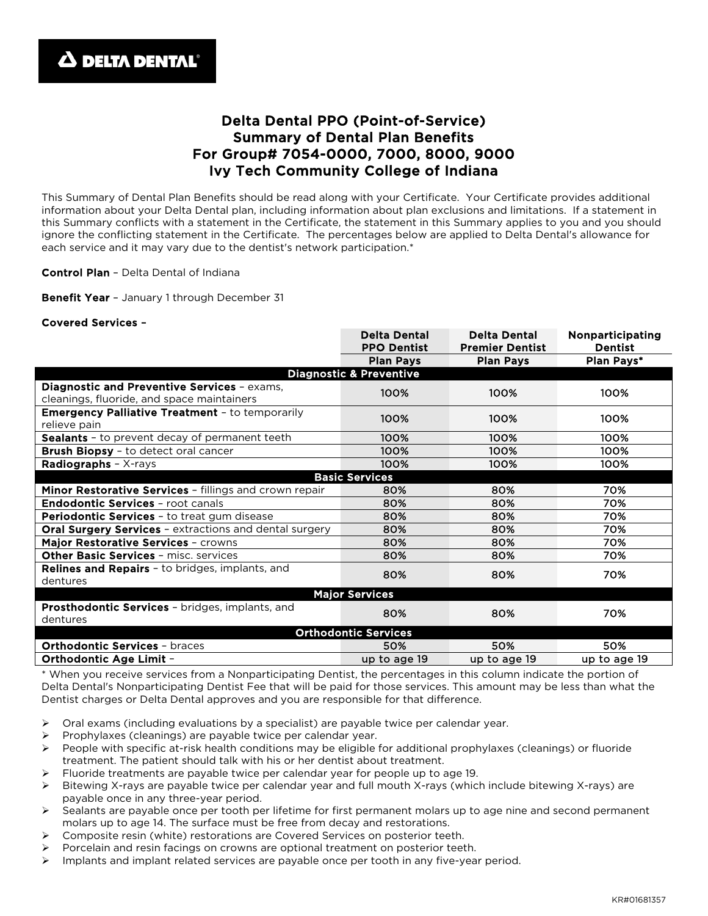DELTA DENTAL

# Delta Dental PPO (Point-of-Service)
# Summary of Dental Plan Benefits
# For Group# 7054-0000, 7000, 8000, 9000
# Ivy Tech Community College of Indiana

This Summary of Dental Plan Benefits should be read along with your Certificate. Your Certificate provides additional information about your Delta Dental plan, including information about plan exclusions and limitations. If a statement in this Summary conflicts with a statement in the Certificate, the statement in this Summary applies to you and you should ignore the conflicting statement in the Certificate. The percentages below are applied to Delta Dental's allowance for each service and it may vary due to the dentist's network participation.*

**Control Plan** – Delta Dental of Indiana

**Benefit Year** – January 1 through December 31

**Covered Services** –

| | Delta Dental PPO Dentist | Delta Dental Premier Dentist | Nonparticipating Dentist |
|---|---|---|---|
| | **Plan Pays** | **Plan Pays** | **Plan Pays*** |
| **Diagnostic & Preventive** | | | |
| **Diagnostic and Preventive Services** – exams, cleanings, fluoride, and space maintainers | 100% | 100% | 100% |
| **Emergency Palliative Treatment** – to temporarily relieve pain | 100% | 100% | 100% |
| **Sealants** – to prevent decay of permanent teeth | 100% | 100% | 100% |
| **Brush Biopsy** – to detect oral cancer | 100% | 100% | 100% |
| **Radiographs** – X-rays | 100% | 100% | 100% |
| **Basic Services** | | | |
| **Minor Restorative Services** – fillings and crown repair | 80% | 80% | 70% |
| **Endodontic Services** – root canals | 80% | 80% | 70% |
| **Periodontic Services** – to treat gum disease | 80% | 80% | 70% |
| **Oral Surgery Services** – extractions and dental surgery | 80% | 80% | 70% |
| **Major Restorative Services** – crowns | 80% | 80% | 70% |
| **Other Basic Services** – misc. services | 80% | 80% | 70% |
| **Relines and Repairs** – to bridges, implants, and dentures | 80% | 80% | 70% |
| **Major Services** | | | |
| **Prosthodontic Services** – bridges, implants, and dentures | 80% | 80% | 70% |
| **Orthodontic Services** | | | |
| **Orthodontic Services** – braces | 50% | 50% | 50% |
| **Orthodontic Age Limit** – | up to age 19 | up to age 19 | up to age 19 |

* When you receive services from a Nonparticipating Dentist, the percentages in this column indicate the portion of Delta Dental's Nonparticipating Dentist Fee that will be paid for those services. This amount may be less than what the Dentist charges or Delta Dental approves and you are responsible for that difference.

- Oral exams (including evaluations by a specialist) are payable twice per calendar year.
- Prophylaxes (cleanings) are payable twice per calendar year.
- People with specific at-risk health conditions may be eligible for additional prophylaxes (cleanings) or fluoride treatment. The patient should talk with his or her dentist about treatment.
- Fluoride treatments are payable twice per calendar year for people up to age 19.
- Bitewing X-rays are payable twice per calendar year and full mouth X-rays (which include bitewing X-rays) are payable once in any three-year period.
- Sealants are payable once per tooth per lifetime for first permanent molars up to age nine and second permanent molars up to age 14. The surface must be free from decay and restorations.
- Composite resin (white) restorations are Covered Services on posterior teeth.
- Porcelain and resin facings on crowns are optional treatment on posterior teeth.
- Implants and implant related services are payable once per tooth in any five-year period.

KR#01681357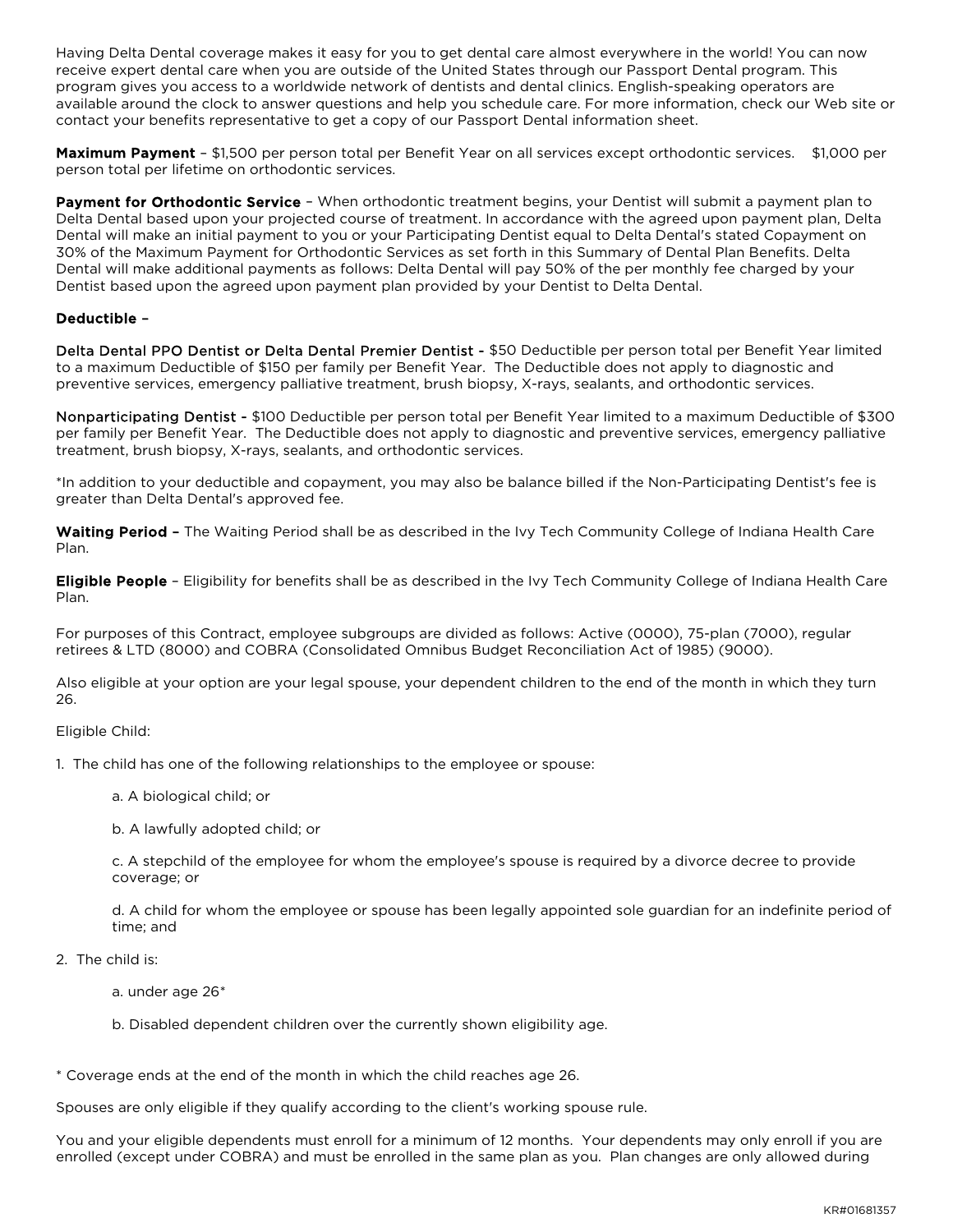Having Delta Dental coverage makes it easy for you to get dental care almost everywhere in the world! You can now receive expert dental care when you are outside of the United States through our Passport Dental program. This program gives you access to a worldwide network of dentists and dental clinics. English-speaking operators are available around the clock to answer questions and help you schedule care. For more information, check our Web site or contact your benefits representative to get a copy of our Passport Dental information sheet.

**Maximum Payment** – $1,500 per person total per Benefit Year on all services except orthodontic services. $1,000 per person total per lifetime on orthodontic services.

**Payment for Orthodontic Service** – When orthodontic treatment begins, your Dentist will submit a payment plan to Delta Dental based upon your projected course of treatment. In accordance with the agreed upon payment plan, Delta Dental will make an initial payment to you or your Participating Dentist equal to Delta Dental's stated Copayment on 30% of the Maximum Payment for Orthodontic Services as set forth in this Summary of Dental Plan Benefits. Delta Dental will make additional payments as follows: Delta Dental will pay 50% of the per monthly fee charged by your Dentist based upon the agreed upon payment plan provided by your Dentist to Delta Dental.

**Deductible** –

Delta Dental PPO Dentist or Delta Dental Premier Dentist - $50 Deductible per person total per Benefit Year limited to a maximum Deductible of $150 per family per Benefit Year. The Deductible does not apply to diagnostic and preventive services, emergency palliative treatment, brush biopsy, X-rays, sealants, and orthodontic services.

Nonparticipating Dentist - $100 Deductible per person total per Benefit Year limited to a maximum Deductible of $300 per family per Benefit Year. The Deductible does not apply to diagnostic and preventive services, emergency palliative treatment, brush biopsy, X-rays, sealants, and orthodontic services.

*In addition to your deductible and copayment, you may also be balance billed if the Non-Participating Dentist's fee is greater than Delta Dental's approved fee.

**Waiting Period –** The Waiting Period shall be as described in the Ivy Tech Community College of Indiana Health Care Plan.

**Eligible People** – Eligibility for benefits shall be as described in the Ivy Tech Community College of Indiana Health Care Plan.

For purposes of this Contract, employee subgroups are divided as follows: Active (0000), 75-plan (7000), regular retirees & LTD (8000) and COBRA (Consolidated Omnibus Budget Reconciliation Act of 1985) (9000).

Also eligible at your option are your legal spouse, your dependent children to the end of the month in which they turn 26.

Eligible Child:

1. The child has one of the following relationships to the employee or spouse:

   a. A biological child; or

   b. A lawfully adopted child; or

   c. A stepchild of the employee for whom the employee's spouse is required by a divorce decree to provide coverage; or

   d. A child for whom the employee or spouse has been legally appointed sole guardian for an indefinite period of time; and

2. The child is:

   a. under age 26*

   b. Disabled dependent children over the currently shown eligibility age.

* Coverage ends at the end of the month in which the child reaches age 26.

Spouses are only eligible if they qualify according to the client's working spouse rule.

You and your eligible dependents must enroll for a minimum of 12 months. Your dependents may only enroll if you are enrolled (except under COBRA) and must be enrolled in the same plan as you. Plan changes are only allowed during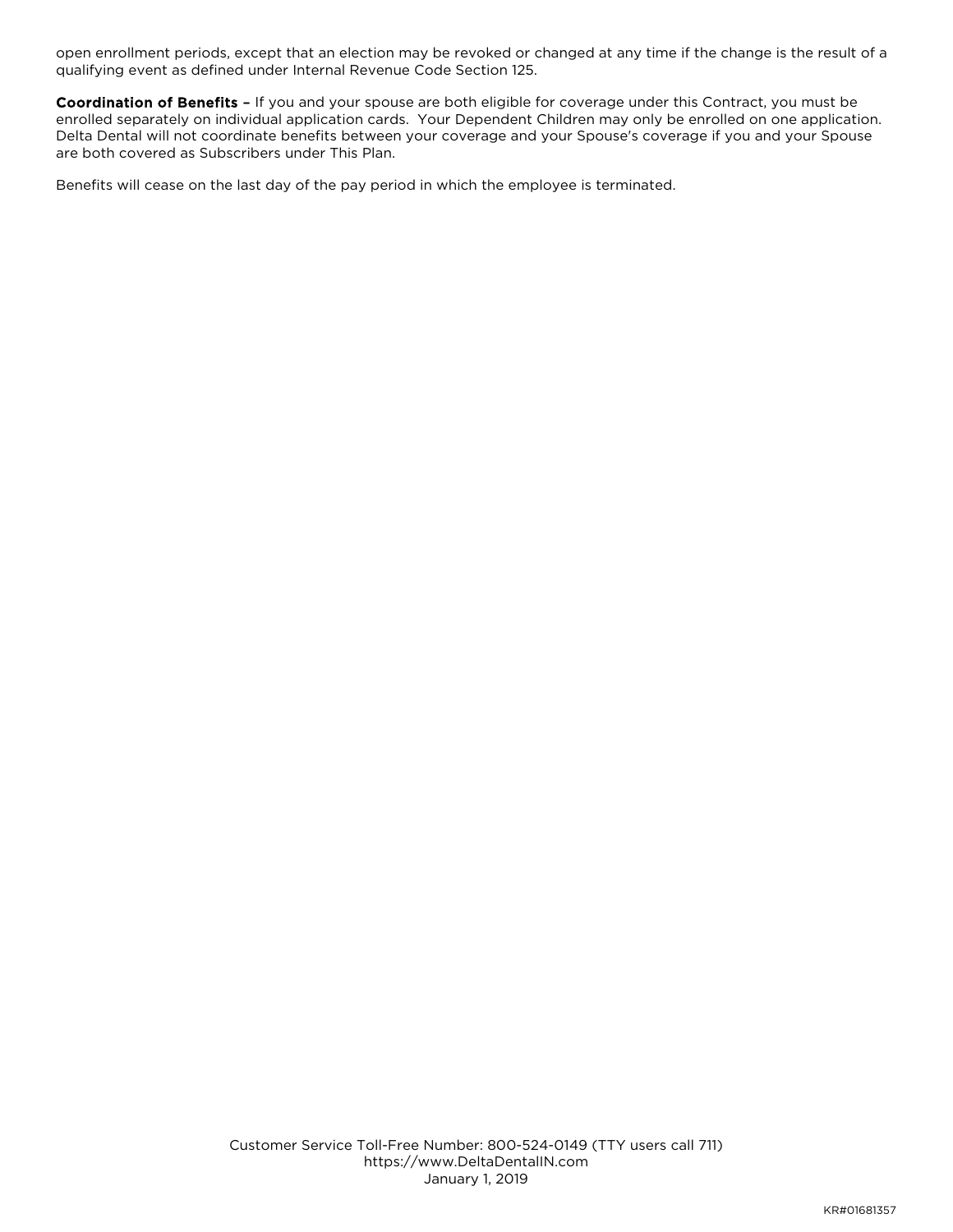open enrollment periods, except that an election may be revoked or changed at any time if the change is the result of a qualifying event as defined under Internal Revenue Code Section 125.

**Coordination of Benefits –** If you and your spouse are both eligible for coverage under this Contract, you must be enrolled separately on individual application cards. Your Dependent Children may only be enrolled on one application. Delta Dental will not coordinate benefits between your coverage and your Spouse's coverage if you and your Spouse are both covered as Subscribers under This Plan.

Benefits will cease on the last day of the pay period in which the employee is terminated.

Customer Service Toll-Free Number: 800-524-0149 (TTY users call 711)
https://www.DeltaDentalIN.com
January 1, 2019

KR#01681357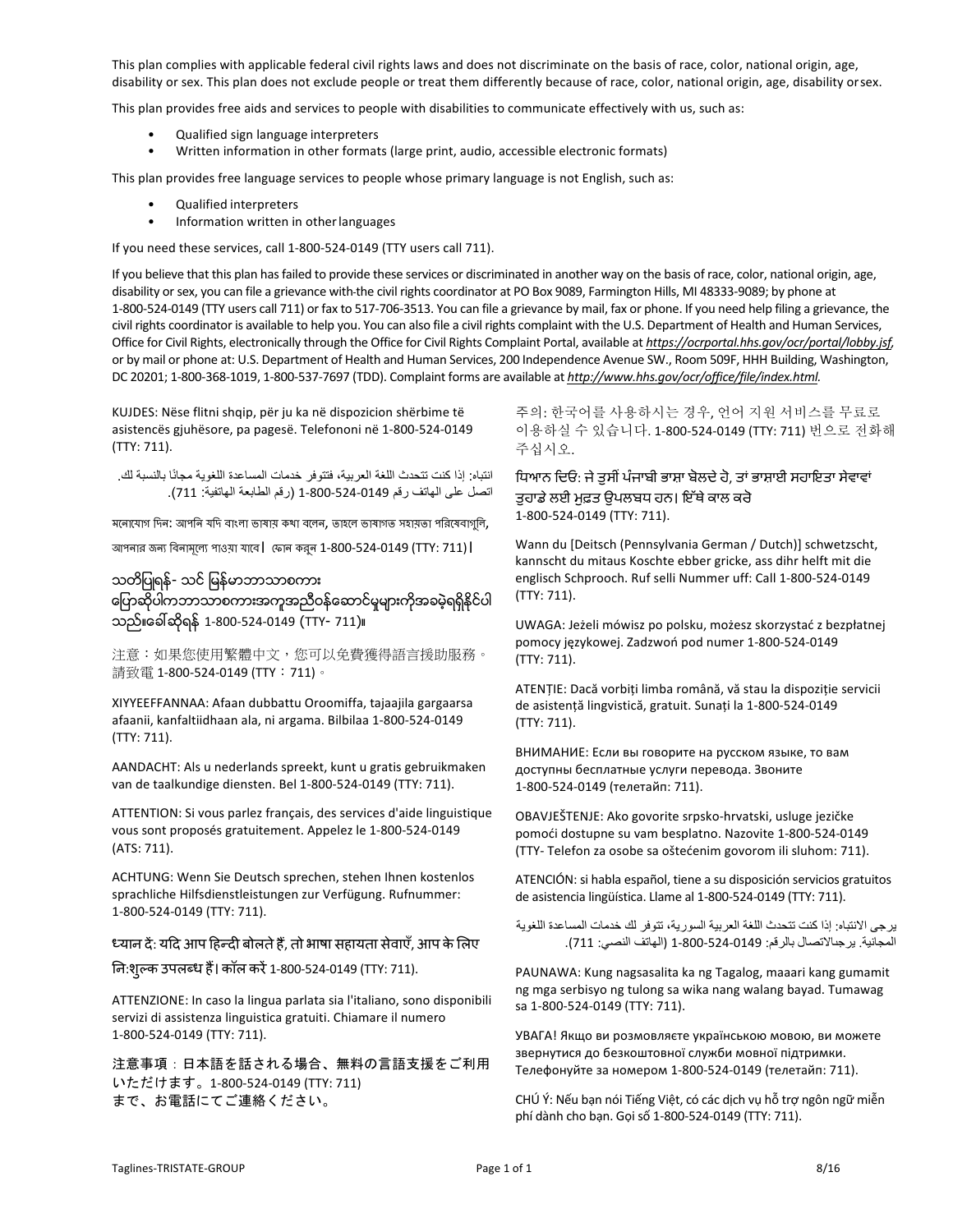This plan complies with applicable federal civil rights laws and does not discriminate on the basis of race, color, national origin, age, disability or sex. This plan does not exclude people or treat them differently because of race, color, national origin, age, disability or sex.

This plan provides free aids and services to people with disabilities to communicate effectively with us, such as:

- Qualified sign language interpreters
- Written information in other formats (large print, audio, accessible electronic formats)

This plan provides free language services to people whose primary language is not English, such as:

- Qualified interpreters
- Information written in other languages

If you need these services, call 1-800-524-0149 (TTY users call 711).

If you believe that this plan has failed to provide these services or discriminated in another way on the basis of race, color, national origin, age, disability or sex, you can file a grievance with the civil rights coordinator at PO Box 9089, Farmington Hills, MI 48333-9089; by phone at 1-800-524-0149 (TTY users call 711) or fax to 517-706-3513. You can file a grievance by mail, fax or phone. If you need help filing a grievance, the civil rights coordinator is available to help you. You can also file a civil rights complaint with the U.S. Department of Health and Human Services, Office for Civil Rights, electronically through the Office for Civil Rights Complaint Portal, available at *https://ocrportal.hhs.gov/ocr/portal/lobby.jsf*, or by mail or phone at: U.S. Department of Health and Human Services, 200 Independence Avenue SW., Room 509F, HHH Building, Washington, DC 20201; 1-800-368-1019, 1-800-537-7697 (TDD). Complaint forms are available at *http://www.hhs.gov/ocr/office/file/index.html*.

KUJDES: Nëse flitni shqip, për ju ka në dispozicion shërbime të asistencës gjuhësore, pa pagesë. Telefononi në 1-800-524-0149 (TTY: 711).

انتباه: إذا كنت تتحدث اللغة العربية، فتتوفر خدمات المساعدة اللغوية مجانًا بالنسبة لك. اتصل على الهاتف رقم 1-800-524-0149 (رقم الطابعة الهاتفية: 711).

মনোযোগ দিন: আপনি যদি বাংলা ভাষায় কথা বলেন, তাহলে ভাষাগত সহায়তা পরিষেবাগুলি, আপনার জন্য বিনামূল্যে পাওয়া যাবে। ফোন করুন 1-800-524-0149 (TTY: 711)।

သတိပြုရန်- သင် မြန်မာဘာသာစကား ပြောဆိုပါကဘာသာစကားအကူအညီဝန်ဆောင်မှုများကိုအခမဲ့ရရှိနိုင်ပါသည်။ခေါ်ဆိုရန် 1-800-524-0149 (TTY- 711)။

注意：如果您使用繁體中文，您可以免費獲得語言援助服務。請致電 1-800-524-0149 (TTY：711)。

XIYYEEFFANNAA: Afaan dubbattu Oroomiffa, tajaajila gargaarsa afaanii, kanfaltiidhaan ala, ni argama. Bilbilaa 1-800-524-0149 (TTY: 711).

AANDACHT: Als u nederlands spreekt, kunt u gratis gebruikmaken van de taalkundige diensten. Bel 1-800-524-0149 (TTY: 711).

ATTENTION: Si vous parlez français, des services d'aide linguistique vous sont proposés gratuitement. Appelez le 1-800-524-0149 (ATS: 711).

ACHTUNG: Wenn Sie Deutsch sprechen, stehen Ihnen kostenlos sprachliche Hilfsdienstleistungen zur Verfügung. Rufnummer: 1-800-524-0149 (TTY: 711).

ध्यान दें: यदि आप हिन्दी बोलते हैं, तो भाषा सहायता सेवाएँ, आप के लिए नि:शुल्क उपलब्ध हैं। कॉल करें 1-800-524-0149 (TTY: 711).

ATTENZIONE: In caso la lingua parlata sia l'italiano, sono disponibili servizi di assistenza linguistica gratuiti. Chiamare il numero 1-800-524-0149 (TTY: 711).

注意事項：日本語を話される場合、無料の言語支援をご利用いただけます。1-800-524-0149 (TTY: 711) まで、お電話にてご連絡ください。

주의: 한국어를 사용하시는 경우, 언어 지원 서비스를 무료로 이용하실 수 있습니다. 1-800-524-0149 (TTY: 711) 번으로 전화해 주십시오.

ਧਿਆਨ ਦਿਓ: ਜੇ ਤੁਸੀਂ ਪੰਜਾਬੀ ਭਾਸ਼ਾ ਬੋਲਦੇ ਹੋ, ਤਾਂ ਭਾਸ਼ਾਈ ਸਹਾਇਤਾ ਸੇਵਾਵਾਂ ਤੁਹਾਡੇ ਲਈ ਮੁਫ਼ਤ ਉਪਲਬਧ ਹਨ। ਇੱਥੇ ਕਾਲ ਕਰੋ 1-800-524-0149 (TTY: 711).

Wann du [Deitsch (Pennsylvania German / Dutch)] schwetzscht, kannscht du mitaus Koschte ebber gricke, ass dihr helft mit die englisch Schprooch. Ruf selli Nummer uff: Call 1-800-524-0149 (TTY: 711).

UWAGA: Jeżeli mówisz po polsku, możesz skorzystać z bezpłatnej pomocy językowej. Zadzwoń pod numer 1-800-524-0149 (TTY: 711).

ATENȚIE: Dacă vorbiți limba română, vă stau la dispoziție servicii de asistență lingvistică, gratuit. Sunați la 1-800-524-0149 (TTY: 711).

ВНИМАНИЕ: Если вы говорите на русском языке, то вам доступны бесплатные услуги перевода. Звоните 1-800-524-0149 (телетайп: 711).

OBAVJEŠTENJE: Ako govorite srpsko-hrvatski, usluge jezičke pomoći dostupne su vam besplatno. Nazovite 1-800-524-0149 (TTY- Telefon za osobe sa oštećenim govorom ili sluhom: 711).

ATENCIÓN: si habla español, tiene a su disposición servicios gratuitos de asistencia lingüística. Llame al 1-800-524-0149 (TTY: 711).

يرجى الانتباه: إذا كنت تتحدث اللغة العربية السورية، تتوفر لك خدمات المساعدة اللغوية المجانية. يرجىالاتصال بالرقم: 1-800-524-0149 (الهاتف النصي: 711).

PAUNAWA: Kung nagsasalita ka ng Tagalog, maaari kang gumamit ng mga serbisyo ng tulong sa wika nang walang bayad. Tumawag sa 1-800-524-0149 (TTY: 711).

УВАГА! Якщо ви розмовляєте українською мовою, ви можете звернутися до безкоштовної служби мовної підтримки. Телефонуйте за номером 1-800-524-0149 (телетайп: 711).

CHÚ Ý: Nếu bạn nói Tiếng Việt, có các dịch vụ hỗ trợ ngôn ngữ miễn phí dành cho bạn. Gọi số 1-800-524-0149 (TTY: 711).

Taglines-TRISTATE-GROUP 8/16